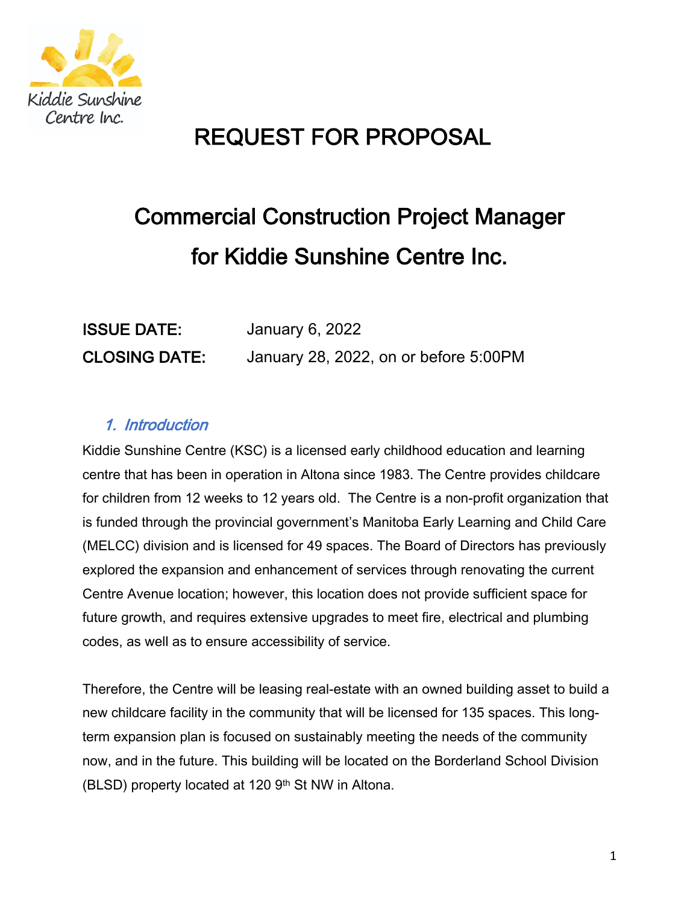# REQUEST FOR PROPOSAL

## Commercial Construction Project Manager for Kiddie Sunshine Centre Inc.

**ISSUE DATE:** January 6, 2022

**CLOSING DATE:** January 28, 2022, on or before 5:00PM

### 1. Introduction

Kiddie Sunshine Centre (KSC) is a licensed early childhood education and learning centre that has been in operation in Altona since 1983. The Centre provides childcare for children from 12 weeks to 12 years old. The Centre is a non-profit organization that is funded through the provincial government's Manitoba Early Learning and Child Care (MELCC) division and is licensed for 49 spaces. The Board of Directors has previously explored the expansion and enhancement of services through renovating the current Centre Avenue location; however, this location does not provide sufficient space for future growth, and requires extensive upgrades to meet fire, electrical and plumbing codes, as well as to ensure accessibility of service.

Therefore, the Centre will be leasing real-estate with an owned building asset to build a new childcare facility in the community that will be licensed for 135 spaces. This long-term expansion plan is focused on sustainably meeting the needs of the community now, and in the future. This building will be located on the Borderland School Division (BLSD) property located at 120 9th St NW in Altona.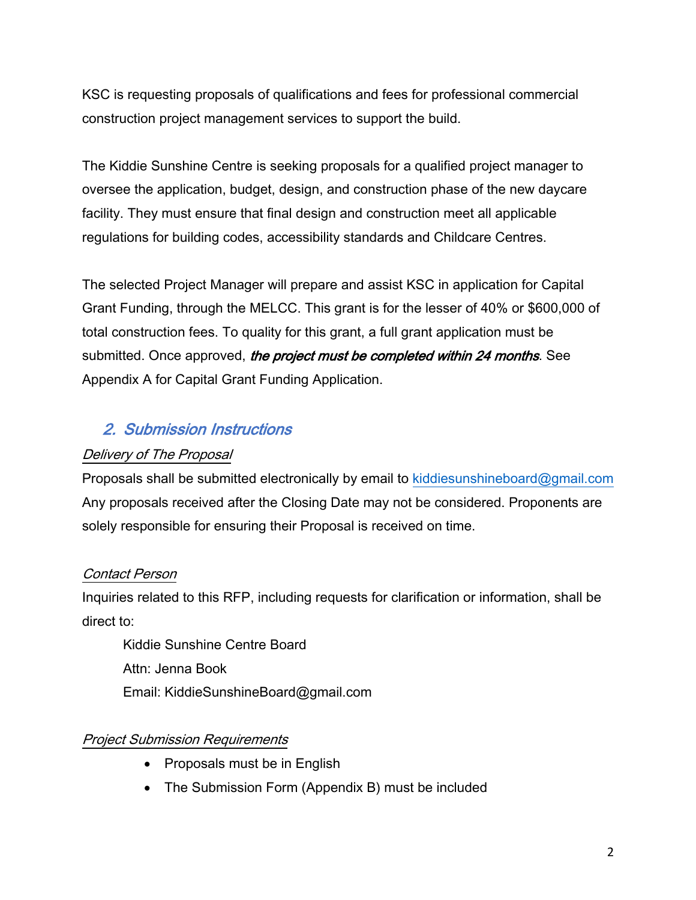KSC is requesting proposals of qualifications and fees for professional commercial construction project management services to support the build.

The Kiddie Sunshine Centre is seeking proposals for a qualified project manager to oversee the application, budget, design, and construction phase of the new daycare facility. They must ensure that final design and construction meet all applicable regulations for building codes, accessibility standards and Childcare Centres.

The selected Project Manager will prepare and assist KSC in application for Capital Grant Funding, through the MELCC. This grant is for the lesser of 40% or $600,000 of total construction fees. To quality for this grant, a full grant application must be submitted. Once approved, ***the project must be completed within 24 months***. See Appendix A for Capital Grant Funding Application.

## 2. Submission Instructions

*Delivery of The Proposal*

Proposals shall be submitted electronically by email to kiddiesunshineboard@gmail.com Any proposals received after the Closing Date may not be considered. Proponents are solely responsible for ensuring their Proposal is received on time.

*Contact Person*

Inquiries related to this RFP, including requests for clarification or information, shall be direct to:

Kiddie Sunshine Centre Board
Attn: Jenna Book
Email: KiddieSunshineBoard@gmail.com

*Project Submission Requirements*

- Proposals must be in English
- The Submission Form (Appendix B) must be included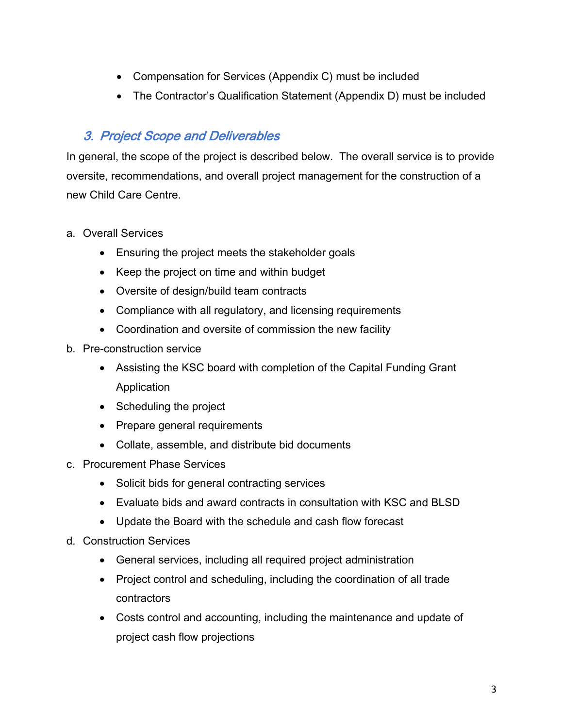- Compensation for Services (Appendix C) must be included
- The Contractor's Qualification Statement (Appendix D) must be included

## 3. Project Scope and Deliverables

In general, the scope of the project is described below. The overall service is to provide oversite, recommendations, and overall project management for the construction of a new Child Care Centre.

a. Overall Services
   - Ensuring the project meets the stakeholder goals
   - Keep the project on time and within budget
   - Oversite of design/build team contracts
   - Compliance with all regulatory, and licensing requirements
   - Coordination and oversite of commission the new facility

b. Pre-construction service
   - Assisting the KSC board with completion of the Capital Funding Grant Application
   - Scheduling the project
   - Prepare general requirements
   - Collate, assemble, and distribute bid documents

c. Procurement Phase Services
   - Solicit bids for general contracting services
   - Evaluate bids and award contracts in consultation with KSC and BLSD
   - Update the Board with the schedule and cash flow forecast

d. Construction Services
   - General services, including all required project administration
   - Project control and scheduling, including the coordination of all trade contractors
   - Costs control and accounting, including the maintenance and update of project cash flow projections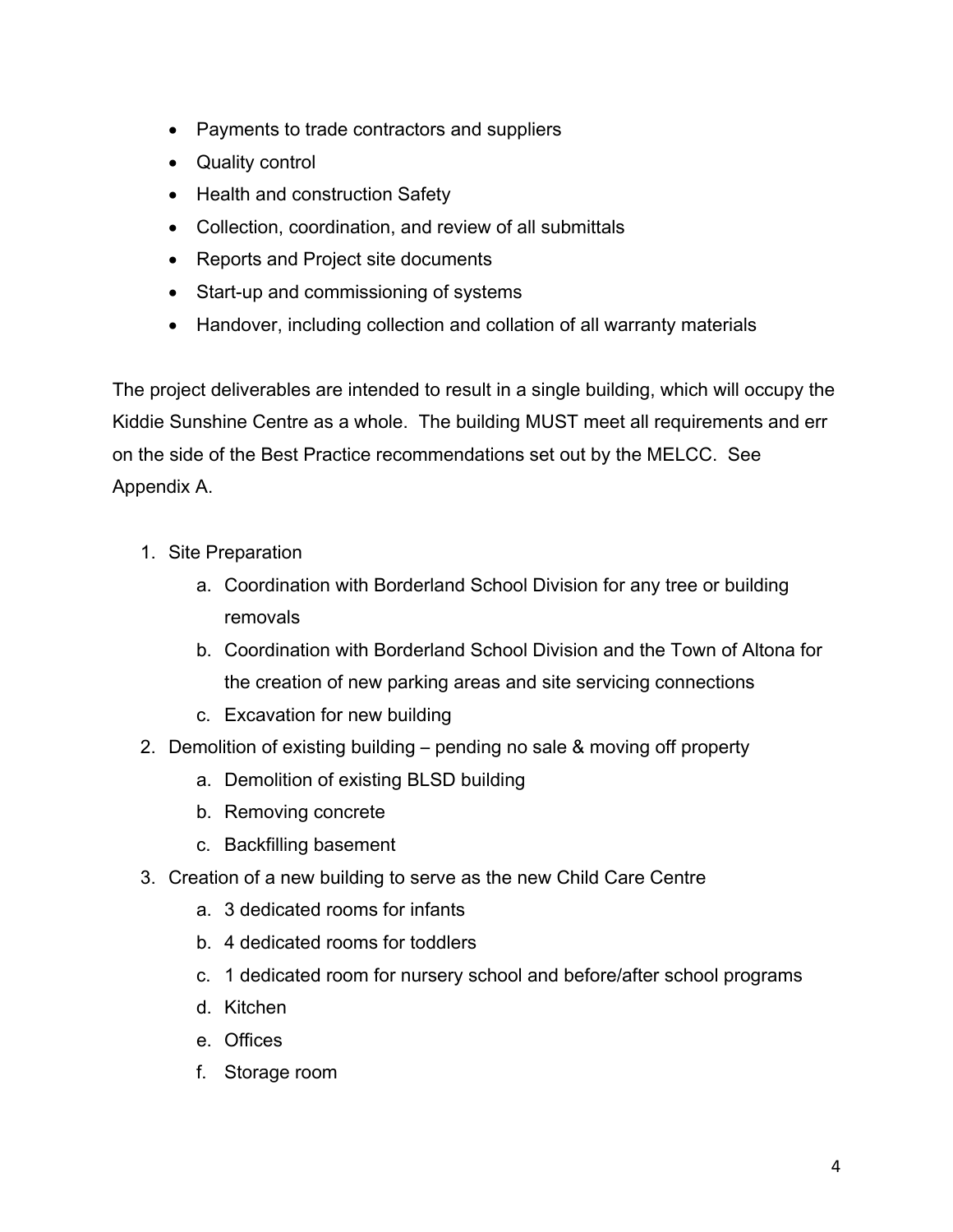- Payments to trade contractors and suppliers
- Quality control
- Health and construction Safety
- Collection, coordination, and review of all submittals
- Reports and Project site documents
- Start-up and commissioning of systems
- Handover, including collection and collation of all warranty materials

The project deliverables are intended to result in a single building, which will occupy the Kiddie Sunshine Centre as a whole. The building MUST meet all requirements and err on the side of the Best Practice recommendations set out by the MELCC. See Appendix A.

1. Site Preparation
    a. Coordination with Borderland School Division for any tree or building removals
    b. Coordination with Borderland School Division and the Town of Altona for the creation of new parking areas and site servicing connections
    c. Excavation for new building
2. Demolition of existing building – pending no sale & moving off property
    a. Demolition of existing BLSD building
    b. Removing concrete
    c. Backfilling basement
3. Creation of a new building to serve as the new Child Care Centre
    a. 3 dedicated rooms for infants
    b. 4 dedicated rooms for toddlers
    c. 1 dedicated room for nursery school and before/after school programs
    d. Kitchen
    e. Offices
    f. Storage room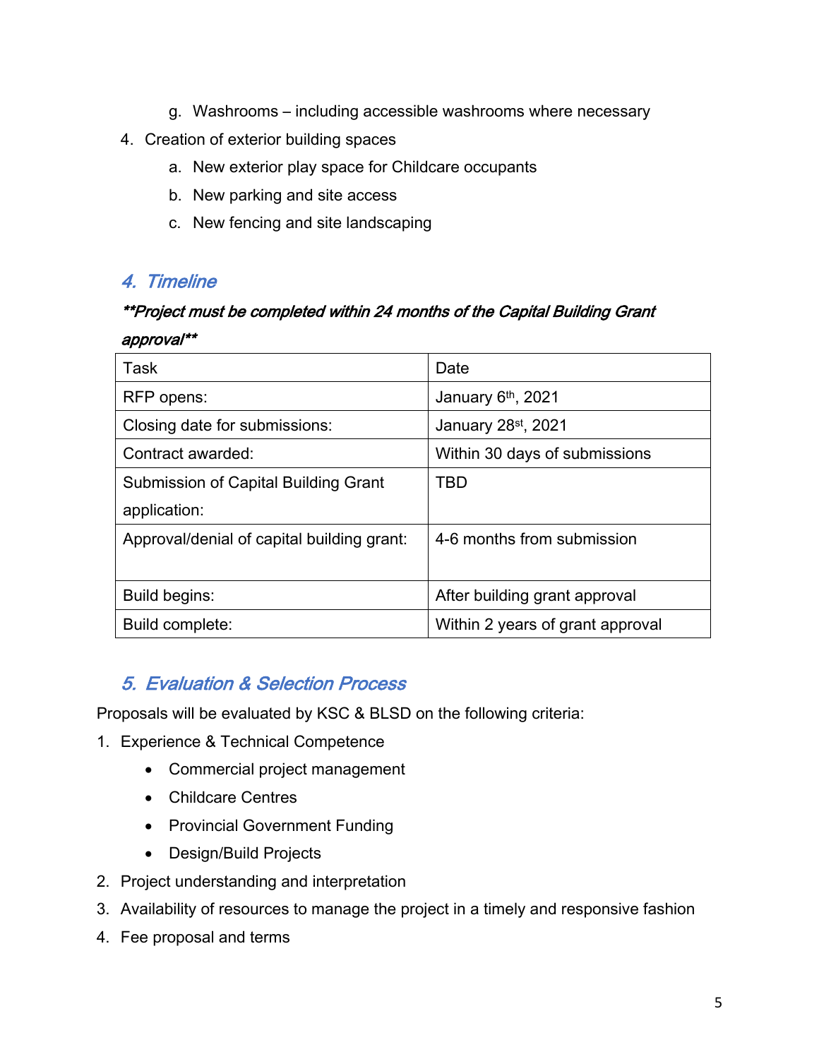g. Washrooms – including accessible washrooms where necessary
4. Creation of exterior building spaces
   a. New exterior play space for Childcare occupants
   b. New parking and site access
   c. New fencing and site landscaping

## 4. Timeline

***Project must be completed within 24 months of the Capital Building Grant approval***

| Task | Date |
|---|---|
| RFP opens: | January 6th, 2021 |
| Closing date for submissions: | January 28st, 2021 |
| Contract awarded: | Within 30 days of submissions |
| Submission of Capital Building Grant application: | TBD |
| Approval/denial of capital building grant: | 4-6 months from submission |
| Build begins: | After building grant approval |
| Build complete: | Within 2 years of grant approval |

## 5. Evaluation & Selection Process

Proposals will be evaluated by KSC & BLSD on the following criteria:

1. Experience & Technical Competence
   - Commercial project management
   - Childcare Centres
   - Provincial Government Funding
   - Design/Build Projects
2. Project understanding and interpretation
3. Availability of resources to manage the project in a timely and responsive fashion
4. Fee proposal and terms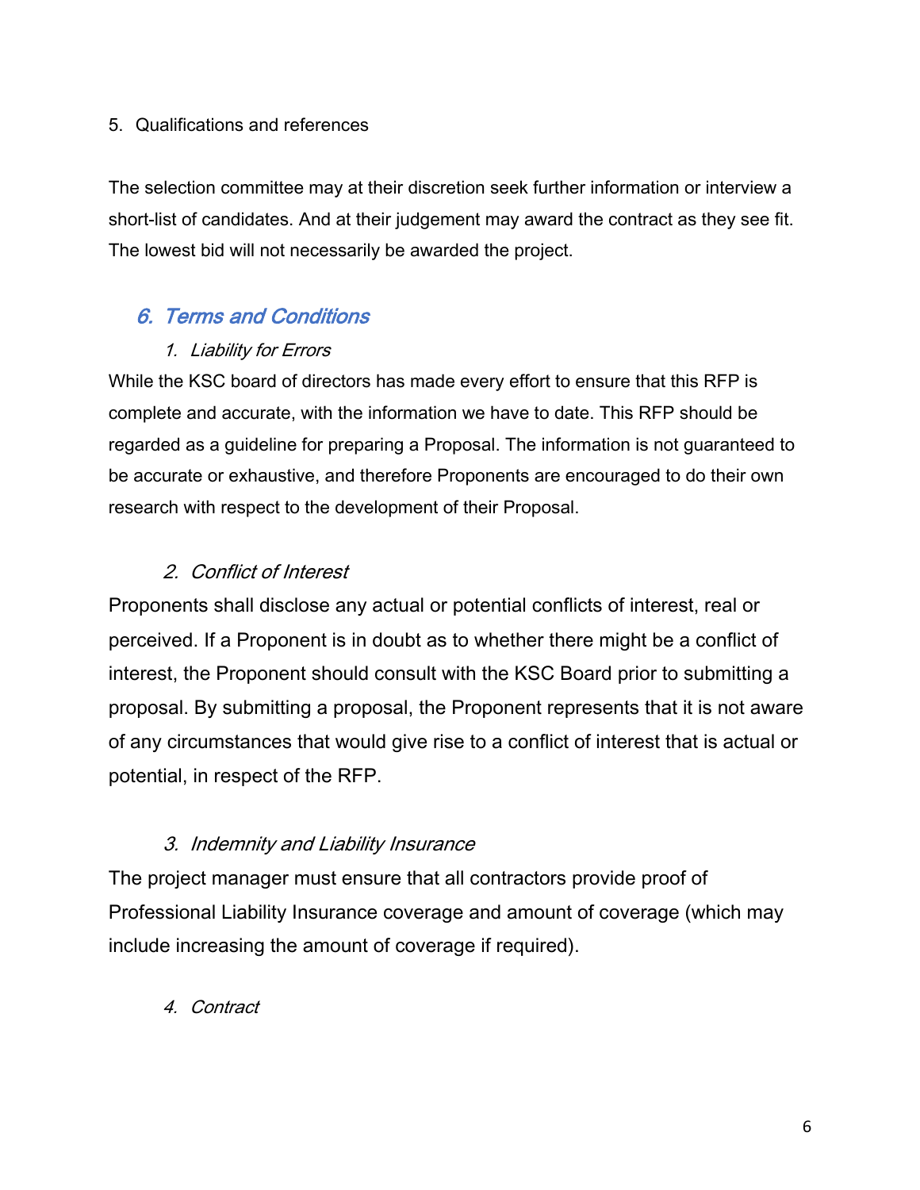5. Qualifications and references

The selection committee may at their discretion seek further information or interview a short-list of candidates. And at their judgement may award the contract as they see fit. The lowest bid will not necessarily be awarded the project.

## 6. Terms and Conditions

### 1. Liability for Errors

While the KSC board of directors has made every effort to ensure that this RFP is complete and accurate, with the information we have to date. This RFP should be regarded as a guideline for preparing a Proposal. The information is not guaranteed to be accurate or exhaustive, and therefore Proponents are encouraged to do their own research with respect to the development of their Proposal.

### 2. Conflict of Interest

Proponents shall disclose any actual or potential conflicts of interest, real or perceived. If a Proponent is in doubt as to whether there might be a conflict of interest, the Proponent should consult with the KSC Board prior to submitting a proposal. By submitting a proposal, the Proponent represents that it is not aware of any circumstances that would give rise to a conflict of interest that is actual or potential, in respect of the RFP.

### 3. Indemnity and Liability Insurance

The project manager must ensure that all contractors provide proof of Professional Liability Insurance coverage and amount of coverage (which may include increasing the amount of coverage if required).

### 4. Contract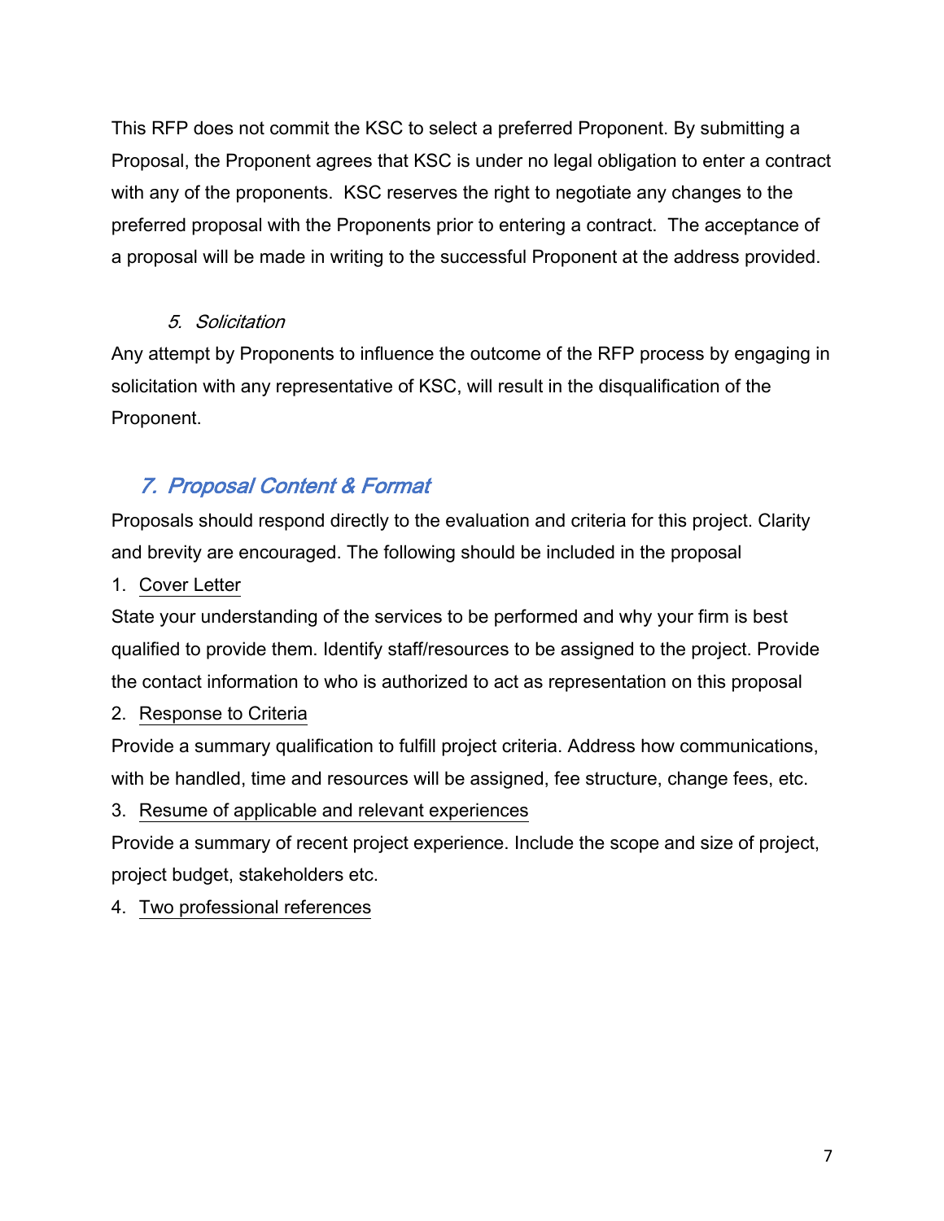This RFP does not commit the KSC to select a preferred Proponent. By submitting a Proposal, the Proponent agrees that KSC is under no legal obligation to enter a contract with any of the proponents. KSC reserves the right to negotiate any changes to the preferred proposal with the Proponents prior to entering a contract. The acceptance of a proposal will be made in writing to the successful Proponent at the address provided.

### *5. Solicitation*

Any attempt by Proponents to influence the outcome of the RFP process by engaging in solicitation with any representative of KSC, will result in the disqualification of the Proponent.

## *7. Proposal Content & Format*

Proposals should respond directly to the evaluation and criteria for this project. Clarity and brevity are encouraged. The following should be included in the proposal

1. Cover Letter

State your understanding of the services to be performed and why your firm is best qualified to provide them. Identify staff/resources to be assigned to the project. Provide the contact information to who is authorized to act as representation on this proposal

2. Response to Criteria

Provide a summary qualification to fulfill project criteria. Address how communications, with be handled, time and resources will be assigned, fee structure, change fees, etc.

3. Resume of applicable and relevant experiences

Provide a summary of recent project experience. Include the scope and size of project, project budget, stakeholders etc.

4. Two professional references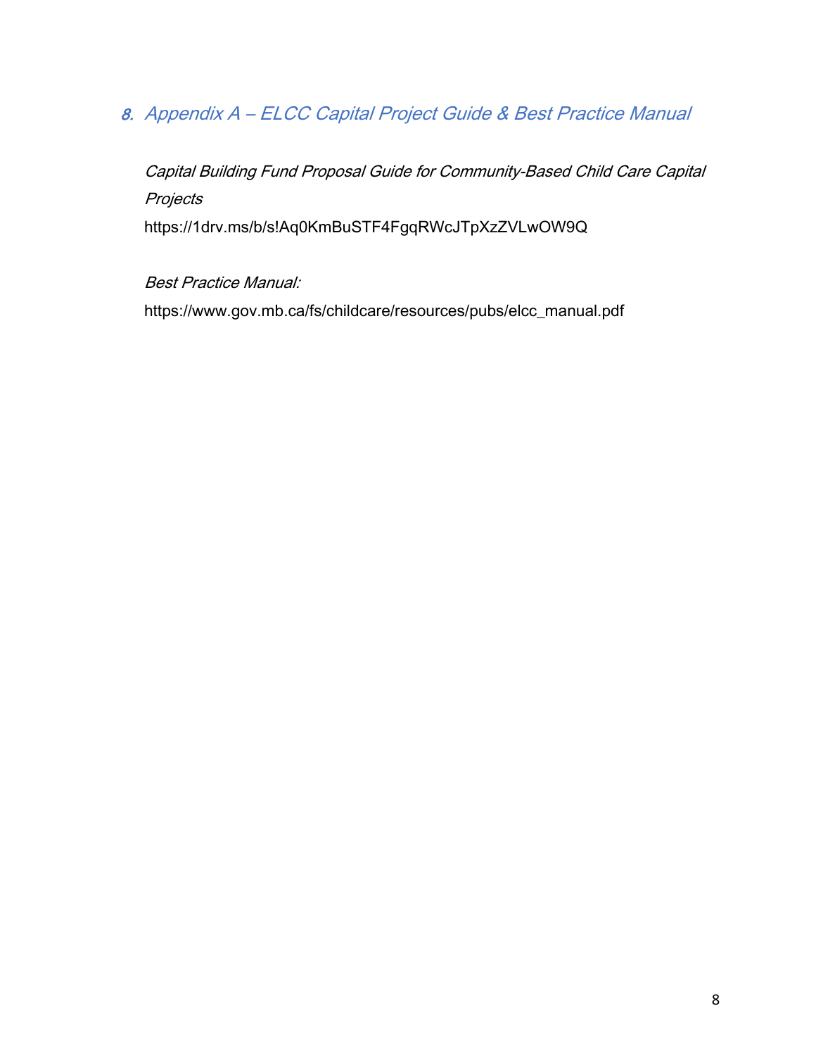## 8. Appendix A – ELCC Capital Project Guide & Best Practice Manual

*Capital Building Fund Proposal Guide for Community-Based Child Care Capital Projects*

https://1drv.ms/b/s!Aq0KmBuSTF4FgqRWcJTpXzZVLwOW9Q

*Best Practice Manual:*

https://www.gov.mb.ca/fs/childcare/resources/pubs/elcc_manual.pdf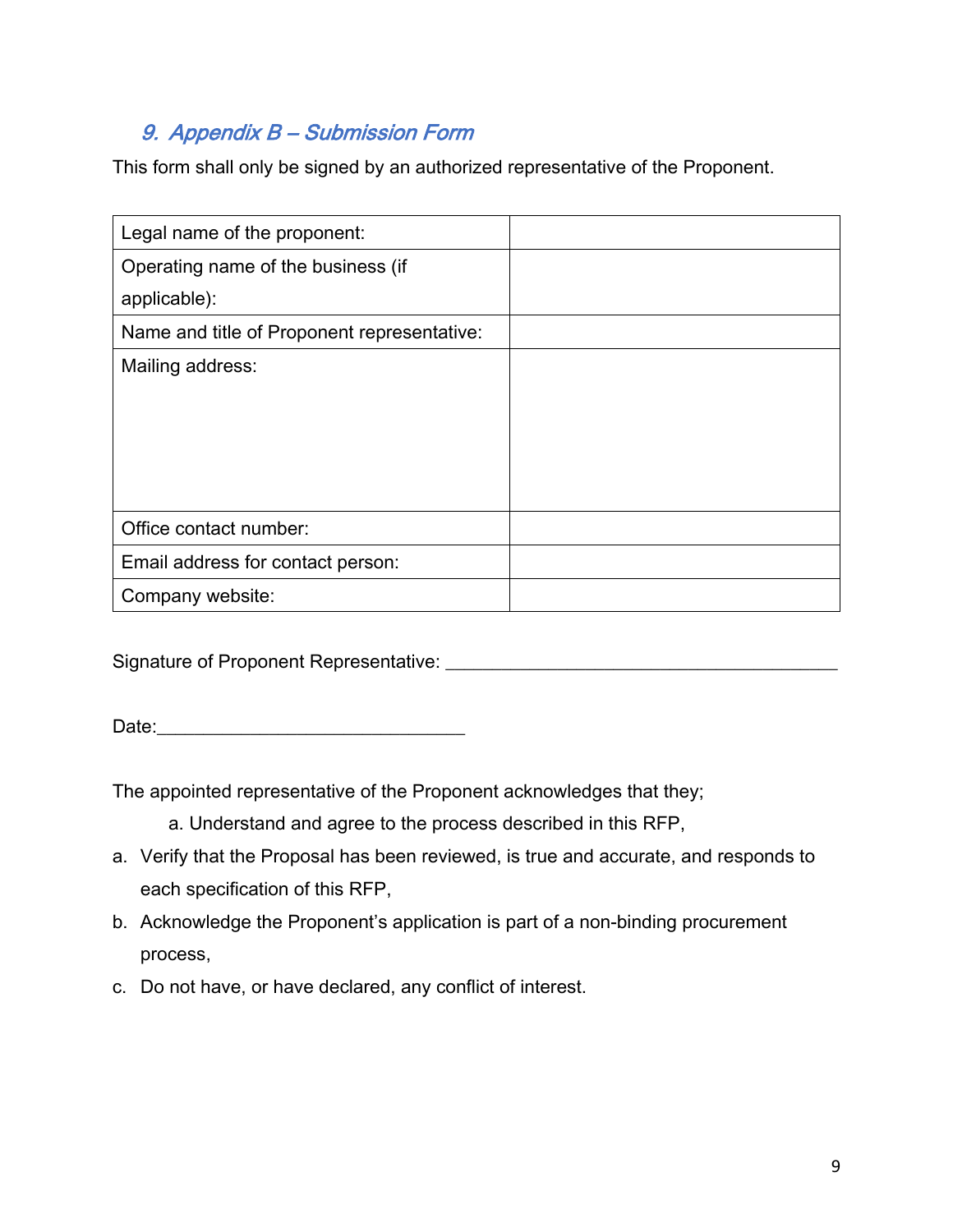## *9. Appendix B – Submission Form*

This form shall only be signed by an authorized representative of the Proponent.

| Legal name of the proponent: | |
|---|---|
| Operating name of the business (if applicable): | |
| Name and title of Proponent representative: | |
| Mailing address: | |
| Office contact number: | |
| Email address for contact person: | |
| Company website: | |

Signature of Proponent Representative: ________________________________________

Date:_______________________________

The appointed representative of the Proponent acknowledges that they;

a. Understand and agree to the process described in this RFP,

a. Verify that the Proposal has been reviewed, is true and accurate, and responds to each specification of this RFP,
b. Acknowledge the Proponent's application is part of a non-binding procurement process,
c. Do not have, or have declared, any conflict of interest.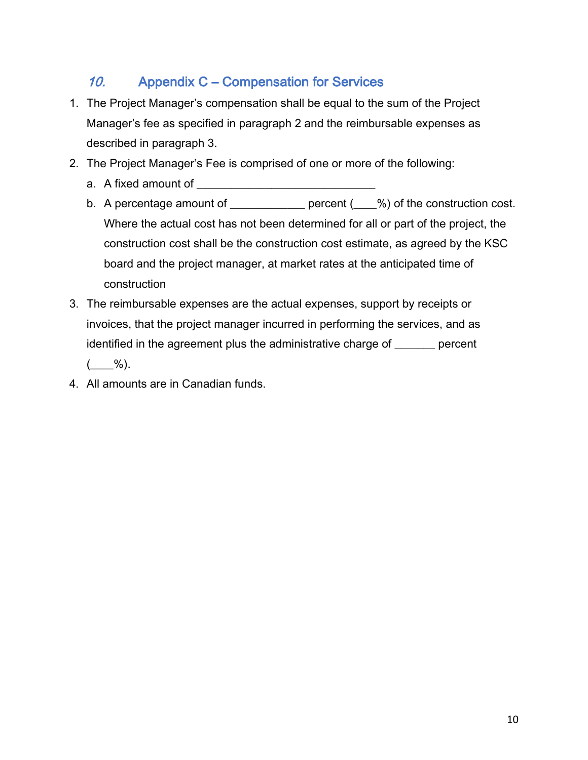## *10.* Appendix C – Compensation for Services

1. The Project Manager's compensation shall be equal to the sum of the Project Manager's fee as specified in paragraph 2 and the reimbursable expenses as described in paragraph 3.
2. The Project Manager's Fee is comprised of one or more of the following:
   a. A fixed amount of ______________________________
   b. A percentage amount of ____________ percent (____%) of the construction cost. Where the actual cost has not been determined for all or part of the project, the construction cost shall be the construction cost estimate, as agreed by the KSC board and the project manager, at market rates at the anticipated time of construction
3. The reimbursable expenses are the actual expenses, support by receipts or invoices, that the project manager incurred in performing the services, and as identified in the agreement plus the administrative charge of _______ percent (____%).
4. All amounts are in Canadian funds.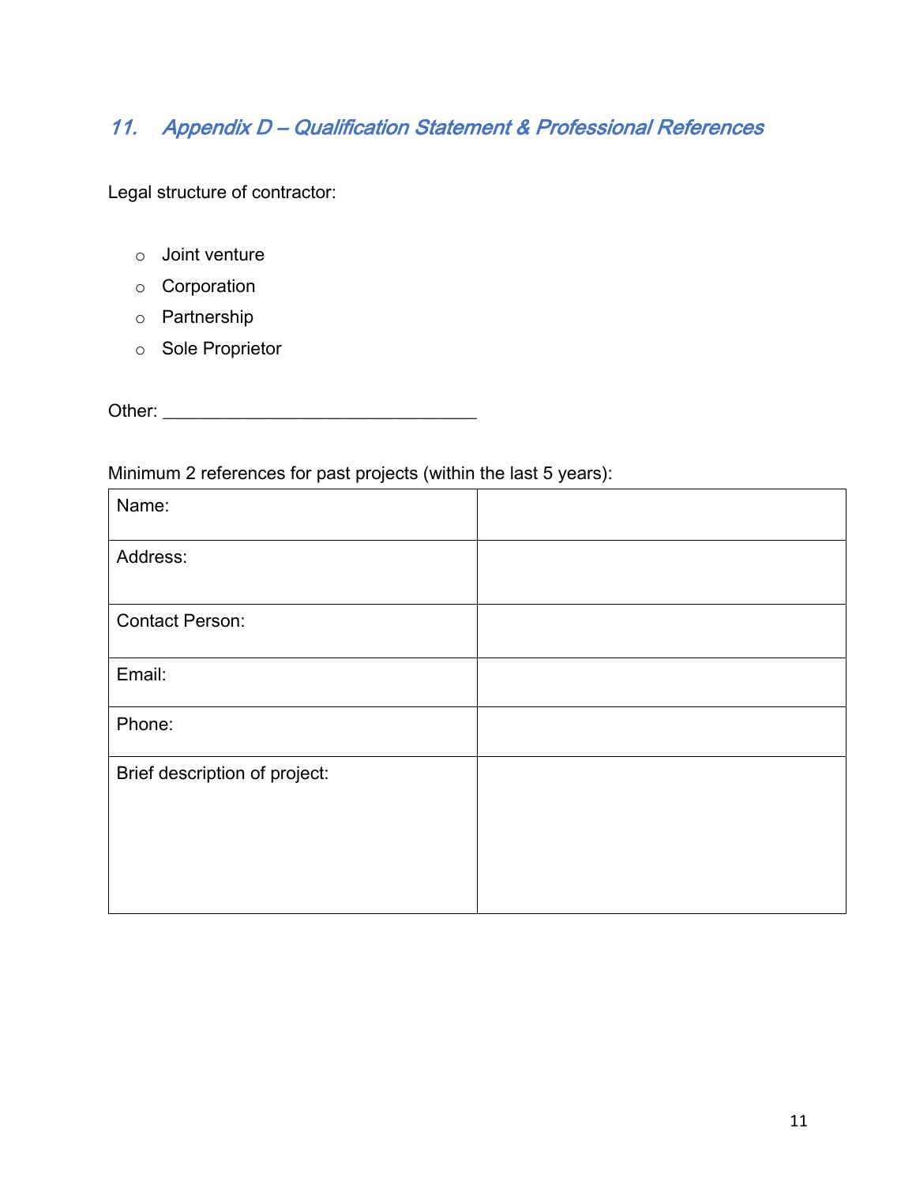## *11. Appendix D – Qualification Statement & Professional References*

Legal structure of contractor:

- Joint venture
- Corporation
- Partnership
- Sole Proprietor

Other: ________________________________

Minimum 2 references for past projects (within the last 5 years):

| Name: | |
|---|---|
| Address: | |
| Contact Person: | |
| Email: | |
| Phone: | |
| Brief description of project: | |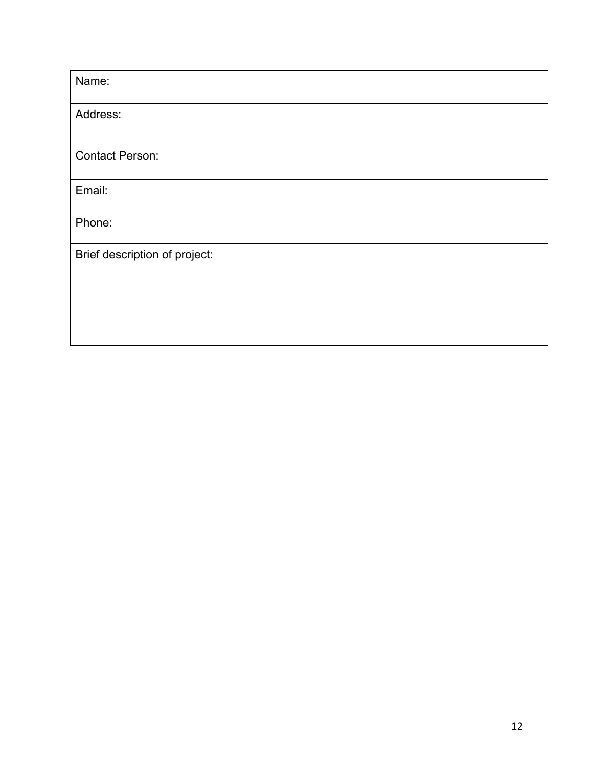| | |
|---|---|
| Name: | |
| Address: | |
| Contact Person: | |
| Email: | |
| Phone: | |
| Brief description of project: | |